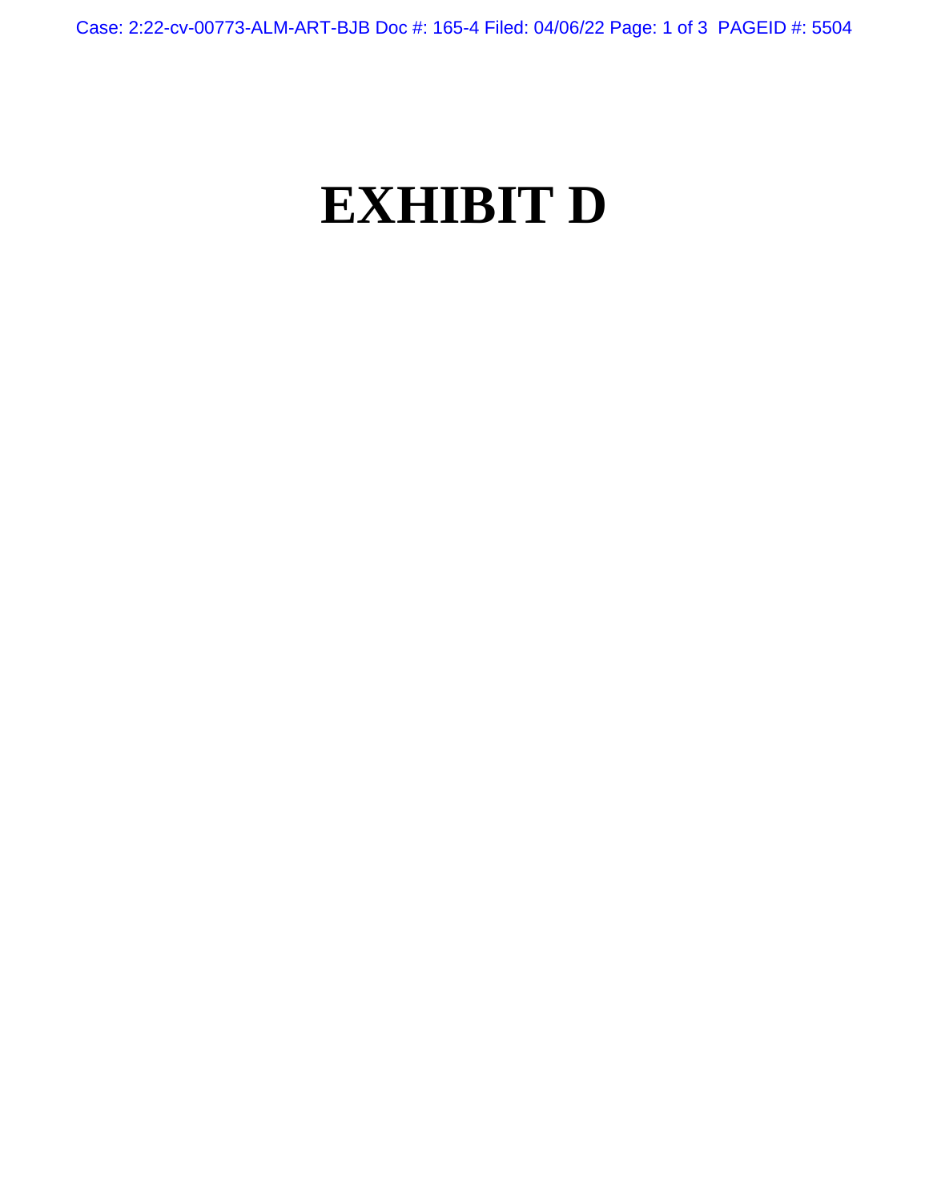# EXHIBIT D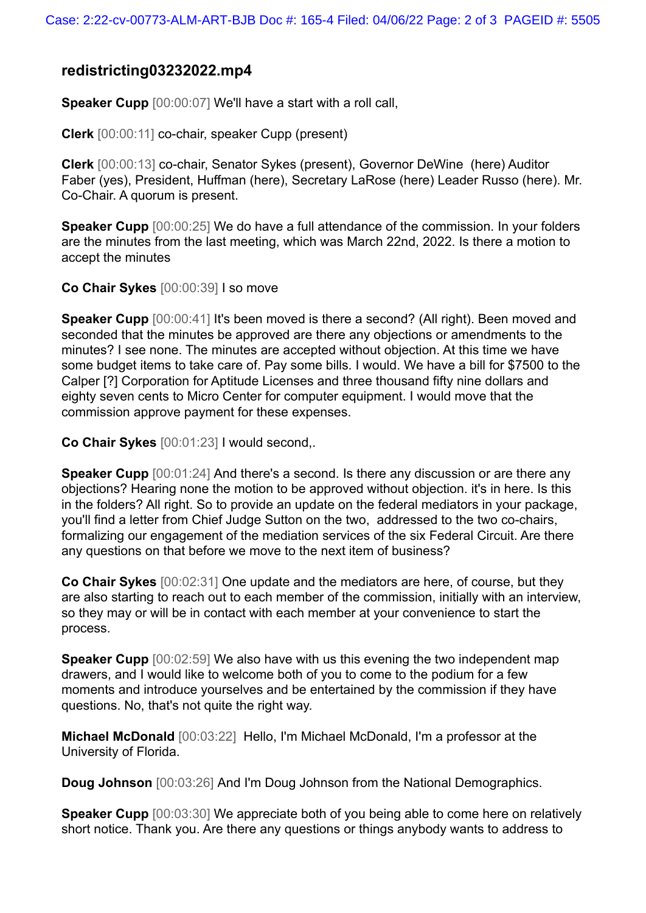## redistricting03232022.mp4

**Speaker Cupp** [00:00:07] We'll have a start with a roll call,

**Clerk** [00:00:11] co-chair, speaker Cupp (present)

**Clerk** [00:00:13] co-chair, Senator Sykes (present), Governor DeWine (here) Auditor Faber (yes), President, Huffman (here), Secretary LaRose (here) Leader Russo (here). Mr. Co-Chair. A quorum is present.

**Speaker Cupp** [00:00:25] We do have a full attendance of the commission. In your folders are the minutes from the last meeting, which was March 22nd, 2022. Is there a motion to accept the minutes

**Co Chair Sykes** [00:00:39] I so move

**Speaker Cupp** [00:00:41] It's been moved is there a second? (All right). Been moved and seconded that the minutes be approved are there any objections or amendments to the minutes? I see none. The minutes are accepted without objection. At this time we have some budget items to take care of. Pay some bills. I would. We have a bill for $7500 to the Calper [?] Corporation for Aptitude Licenses and three thousand fifty nine dollars and eighty seven cents to Micro Center for computer equipment. I would move that the commission approve payment for these expenses.

**Co Chair Sykes** [00:01:23] I would second,.

**Speaker Cupp** [00:01:24] And there's a second. Is there any discussion or are there any objections? Hearing none the motion to be approved without objection. it's in here. Is this in the folders? All right. So to provide an update on the federal mediators in your package, you'll find a letter from Chief Judge Sutton on the two, addressed to the two co-chairs, formalizing our engagement of the mediation services of the six Federal Circuit. Are there any questions on that before we move to the next item of business?

**Co Chair Sykes** [00:02:31] One update and the mediators are here, of course, but they are also starting to reach out to each member of the commission, initially with an interview, so they may or will be in contact with each member at your convenience to start the process.

**Speaker Cupp** [00:02:59] We also have with us this evening the two independent map drawers, and I would like to welcome both of you to come to the podium for a few moments and introduce yourselves and be entertained by the commission if they have questions. No, that's not quite the right way.

**Michael McDonald** [00:03:22] Hello, I'm Michael McDonald, I'm a professor at the University of Florida.

**Doug Johnson** [00:03:26] And I'm Doug Johnson from the National Demographics.

**Speaker Cupp** [00:03:30] We appreciate both of you being able to come here on relatively short notice. Thank you. Are there any questions or things anybody wants to address to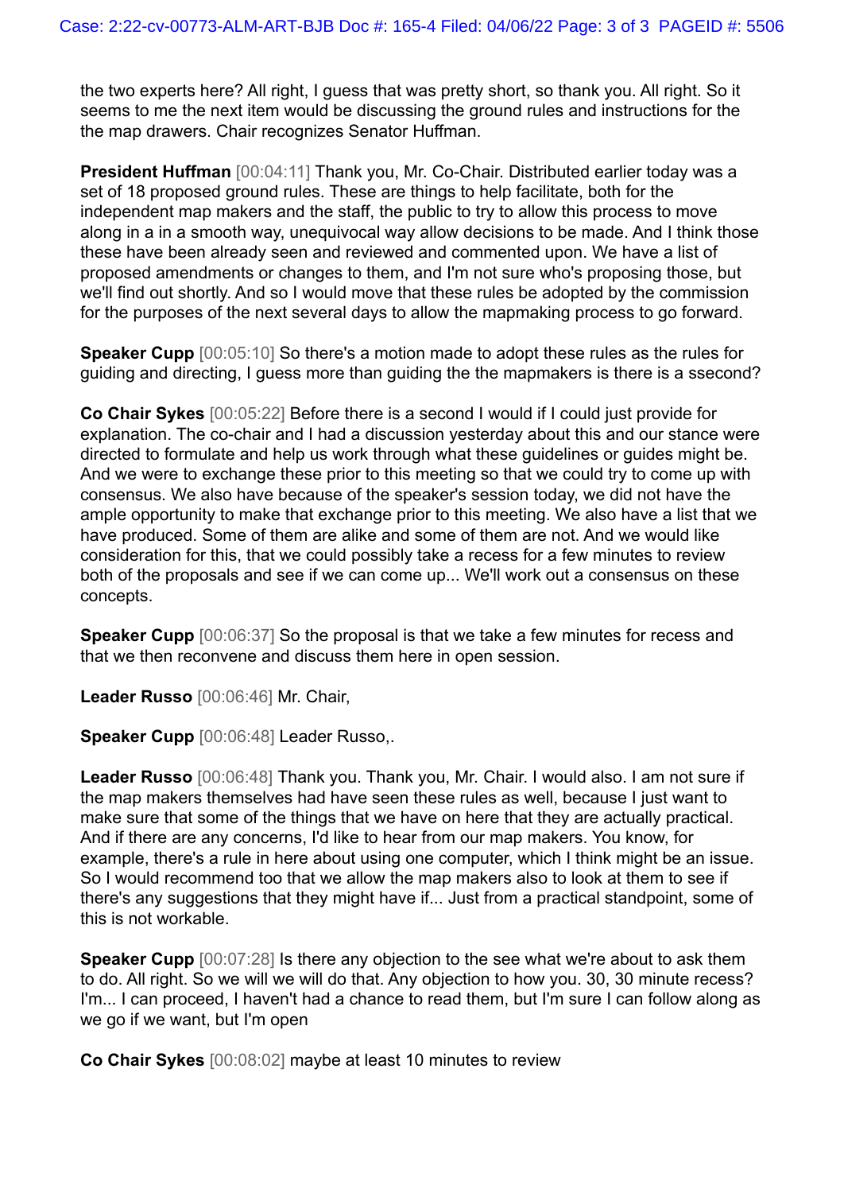the two experts here? All right, I guess that was pretty short, so thank you. All right. So it seems to me the next item would be discussing the ground rules and instructions for the the map drawers. Chair recognizes Senator Huffman.

**President Huffman** [00:04:11] Thank you, Mr. Co-Chair. Distributed earlier today was a set of 18 proposed ground rules. These are things to help facilitate, both for the independent map makers and the staff, the public to try to allow this process to move along in a in a smooth way, unequivocal way allow decisions to be made. And I think those these have been already seen and reviewed and commented upon. We have a list of proposed amendments or changes to them, and I'm not sure who's proposing those, but we'll find out shortly. And so I would move that these rules be adopted by the commission for the purposes of the next several days to allow the mapmaking process to go forward.

**Speaker Cupp** [00:05:10] So there's a motion made to adopt these rules as the rules for guiding and directing, I guess more than guiding the the mapmakers is there is a ssecond?

**Co Chair Sykes** [00:05:22] Before there is a second I would if I could just provide for explanation. The co-chair and I had a discussion yesterday about this and our stance were directed to formulate and help us work through what these guidelines or guides might be. And we were to exchange these prior to this meeting so that we could try to come up with consensus. We also have because of the speaker's session today, we did not have the ample opportunity to make that exchange prior to this meeting. We also have a list that we have produced. Some of them are alike and some of them are not. And we would like consideration for this, that we could possibly take a recess for a few minutes to review both of the proposals and see if we can come up... We'll work out a consensus on these concepts.

**Speaker Cupp** [00:06:37] So the proposal is that we take a few minutes for recess and that we then reconvene and discuss them here in open session.

**Leader Russo** [00:06:46] Mr. Chair,

**Speaker Cupp** [00:06:48] Leader Russo,.

**Leader Russo** [00:06:48] Thank you. Thank you, Mr. Chair. I would also. I am not sure if the map makers themselves had have seen these rules as well, because I just want to make sure that some of the things that we have on here that they are actually practical. And if there are any concerns, I'd like to hear from our map makers. You know, for example, there's a rule in here about using one computer, which I think might be an issue. So I would recommend too that we allow the map makers also to look at them to see if there's any suggestions that they might have if... Just from a practical standpoint, some of this is not workable.

**Speaker Cupp** [00:07:28] Is there any objection to the see what we're about to ask them to do. All right. So we will we will do that. Any objection to how you. 30, 30 minute recess? I'm... I can proceed, I haven't had a chance to read them, but I'm sure I can follow along as we go if we want, but I'm open

**Co Chair Sykes** [00:08:02] maybe at least 10 minutes to review